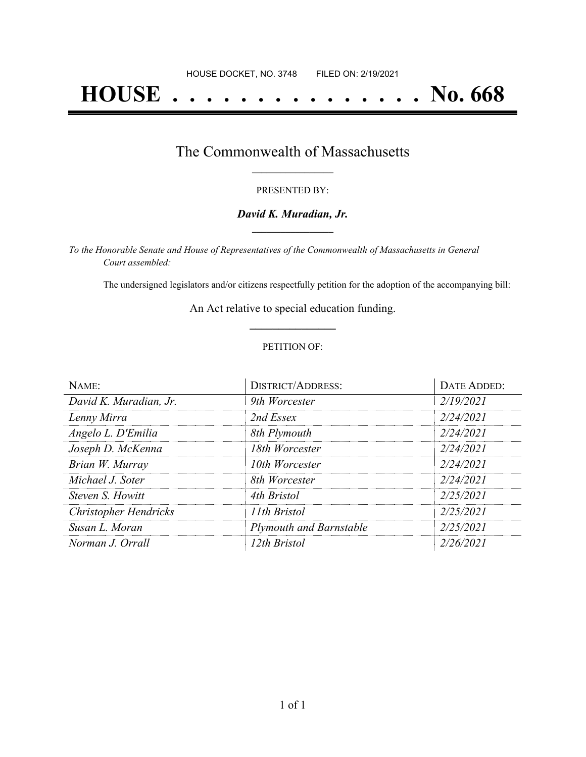HOUSE DOCKET, NO. 3748 FILED ON: 2/19/2021

# HOUSE . . . . . . . . . . . . . . . No. 668

## The Commonwealth of Massachusetts

PRESENTED BY:

***David K. Muradian, Jr.***

*To the Honorable Senate and House of Representatives of the Commonwealth of Massachusetts in General Court assembled:*

The undersigned legislators and/or citizens respectfully petition for the adoption of the accompanying bill:

An Act relative to special education funding.

PETITION OF:

| NAME: | DISTRICT/ADDRESS: | DATE ADDED: |
| --- | --- | --- |
| *David K. Muradian, Jr.* | *9th Worcester* | *2/19/2021* |
| *Lenny Mirra* | *2nd Essex* | *2/24/2021* |
| *Angelo L. D'Emilia* | *8th Plymouth* | *2/24/2021* |
| *Joseph D. McKenna* | *18th Worcester* | *2/24/2021* |
| *Brian W. Murray* | *10th Worcester* | *2/24/2021* |
| *Michael J. Soter* | *8th Worcester* | *2/24/2021* |
| *Steven S. Howitt* | *4th Bristol* | *2/25/2021* |
| *Christopher Hendricks* | *11th Bristol* | *2/25/2021* |
| *Susan L. Moran* | *Plymouth and Barnstable* | *2/25/2021* |
| *Norman J. Orrall* | *12th Bristol* | *2/26/2021* |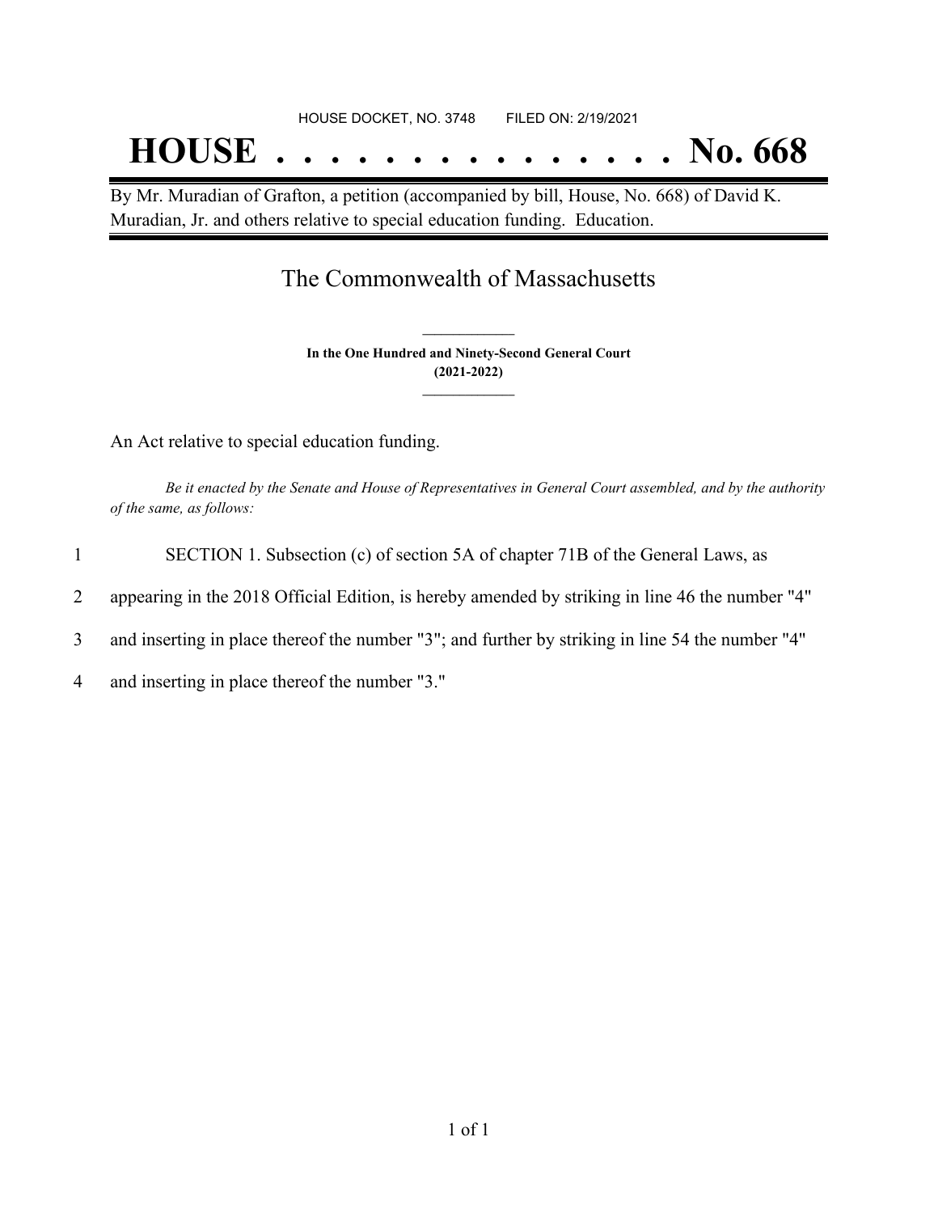HOUSE DOCKET, NO. 3748 FILED ON: 2/19/2021

# HOUSE . . . . . . . . . . . . . . . No. 668

By Mr. Muradian of Grafton, a petition (accompanied by bill, House, No. 668) of David K. Muradian, Jr. and others relative to special education funding. Education.

## The Commonwealth of Massachusetts

**In the One Hundred and Ninety-Second General Court**
**(2021-2022)**

An Act relative to special education funding.

*Be it enacted by the Senate and House of Representatives in General Court assembled, and by the authority of the same, as follows:*

1 SECTION 1. Subsection (c) of section 5A of chapter 71B of the General Laws, as
2 appearing in the 2018 Official Edition, is hereby amended by striking in line 46 the number "4"
3 and inserting in place thereof the number "3"; and further by striking in line 54 the number "4"
4 and inserting in place thereof the number "3."